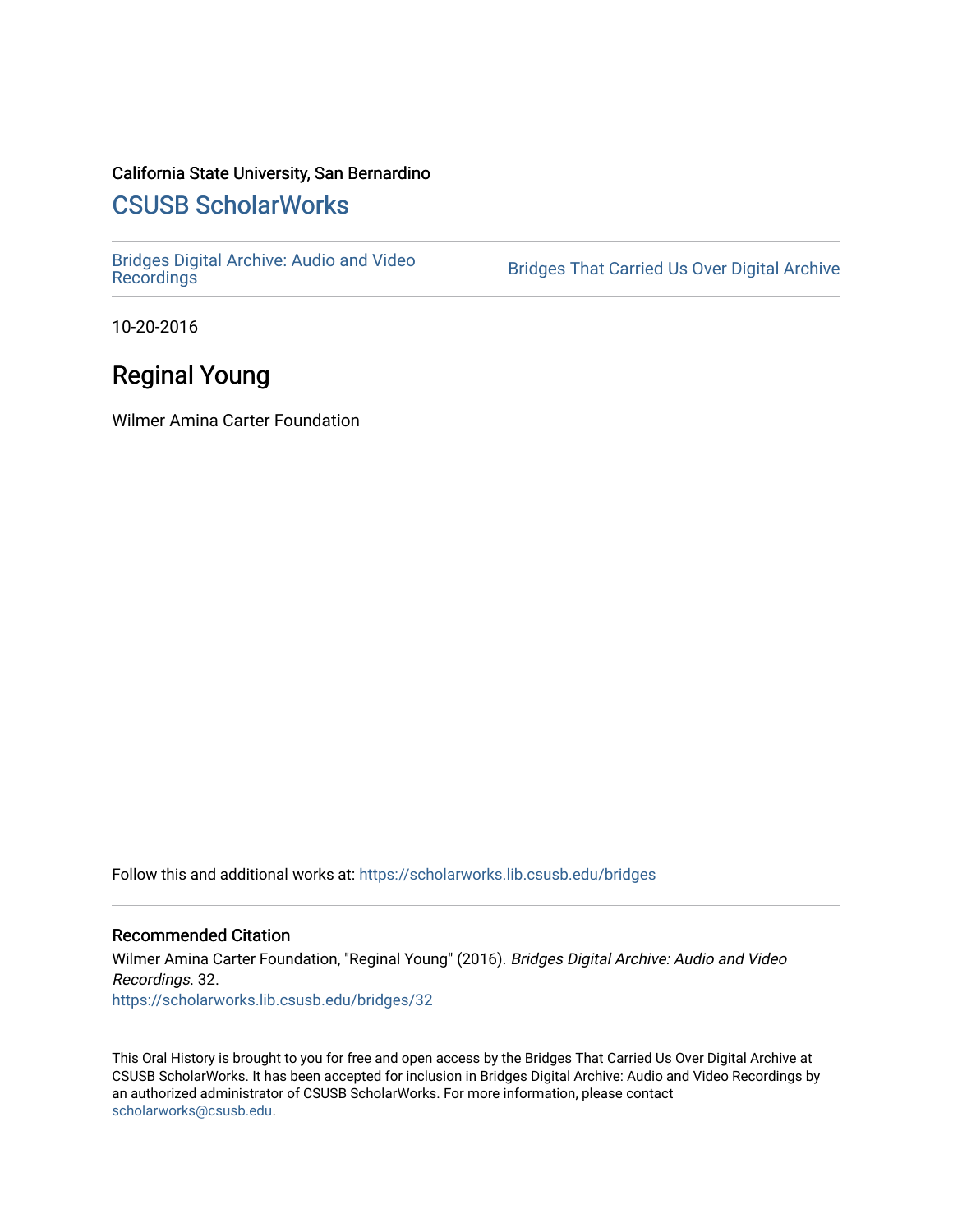California State University, San Bernardino

## CSUSB ScholarWorks

Bridges Digital Archive: Audio and Video Recordings | Bridges That Carried Us Over Digital Archive

10-20-2016

# Reginal Young

Wilmer Amina Carter Foundation

Follow this and additional works at: https://scholarworks.lib.csusb.edu/bridges

### Recommended Citation

Wilmer Amina Carter Foundation, "Reginal Young" (2016). *Bridges Digital Archive: Audio and Video Recordings*. 32.
https://scholarworks.lib.csusb.edu/bridges/32

This Oral History is brought to you for free and open access by the Bridges That Carried Us Over Digital Archive at CSUSB ScholarWorks. It has been accepted for inclusion in Bridges Digital Archive: Audio and Video Recordings by an authorized administrator of CSUSB ScholarWorks. For more information, please contact scholarworks@csusb.edu.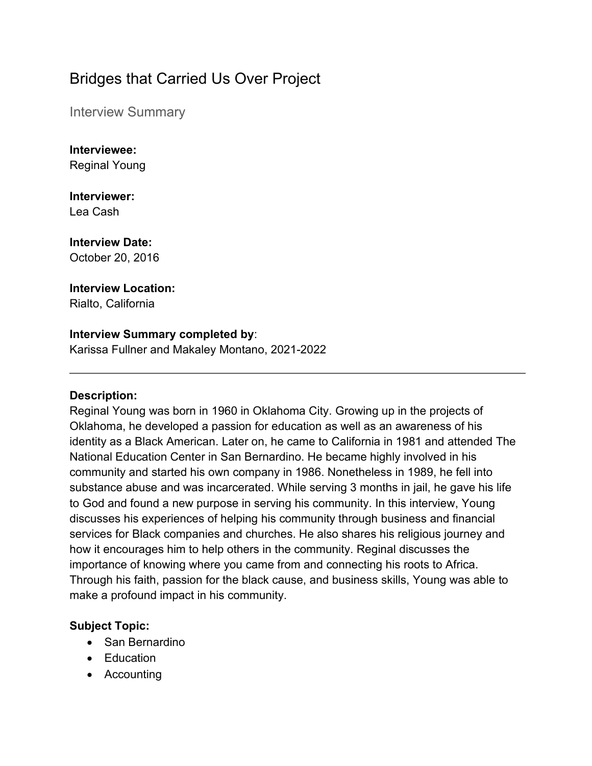# Bridges that Carried Us Over Project

## Interview Summary

**Interviewee:**
Reginal Young

**Interviewer:**
Lea Cash

**Interview Date:**
October 20, 2016

**Interview Location:**
Rialto, California

**Interview Summary completed by**:
Karissa Fullner and Makaley Montano, 2021-2022

---

**Description:**
Reginal Young was born in 1960 in Oklahoma City. Growing up in the projects of Oklahoma, he developed a passion for education as well as an awareness of his identity as a Black American. Later on, he came to California in 1981 and attended The National Education Center in San Bernardino. He became highly involved in his community and started his own company in 1986. Nonetheless in 1989, he fell into substance abuse and was incarcerated. While serving 3 months in jail, he gave his life to God and found a new purpose in serving his community. In this interview, Young discusses his experiences of helping his community through business and financial services for Black companies and churches. He also shares his religious journey and how it encourages him to help others in the community. Reginal discusses the importance of knowing where you came from and connecting his roots to Africa. Through his faith, passion for the black cause, and business skills, Young was able to make a profound impact in his community.

**Subject Topic:**

- San Bernardino
- Education
- Accounting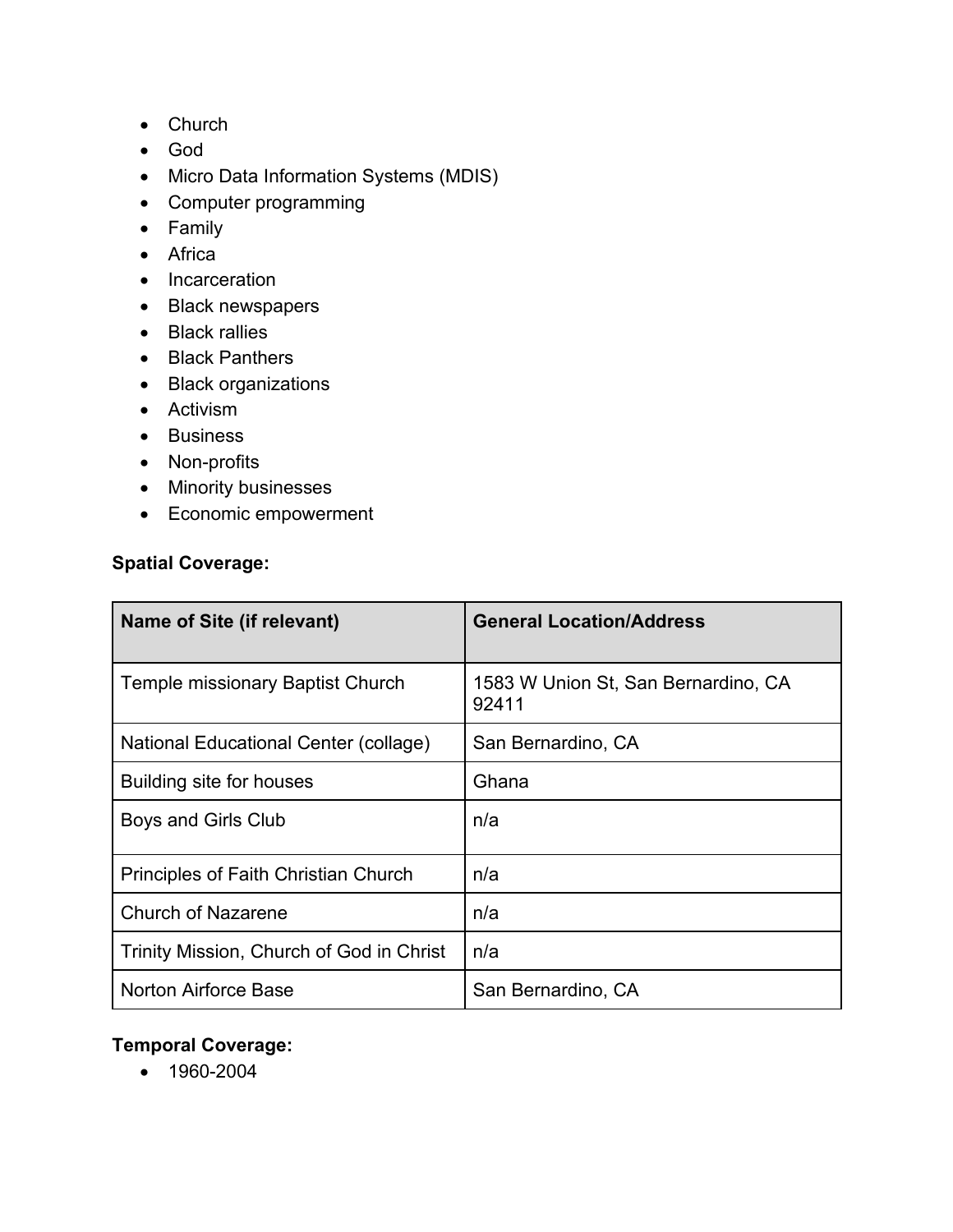- Church
- God
- Micro Data Information Systems (MDIS)
- Computer programming
- Family
- Africa
- Incarceration
- Black newspapers
- Black rallies
- Black Panthers
- Black organizations
- Activism
- Business
- Non-profits
- Minority businesses
- Economic empowerment

**Spatial Coverage:**

| Name of Site (if relevant) | General Location/Address |
|---|---|
| Temple missionary Baptist Church | 1583 W Union St, San Bernardino, CA 92411 |
| National Educational Center (collage) | San Bernardino, CA |
| Building site for houses | Ghana |
| Boys and Girls Club | n/a |
| Principles of Faith Christian Church | n/a |
| Church of Nazarene | n/a |
| Trinity Mission, Church of God in Christ | n/a |
| Norton Airforce Base | San Bernardino, CA |

**Temporal Coverage:**
- 1960-2004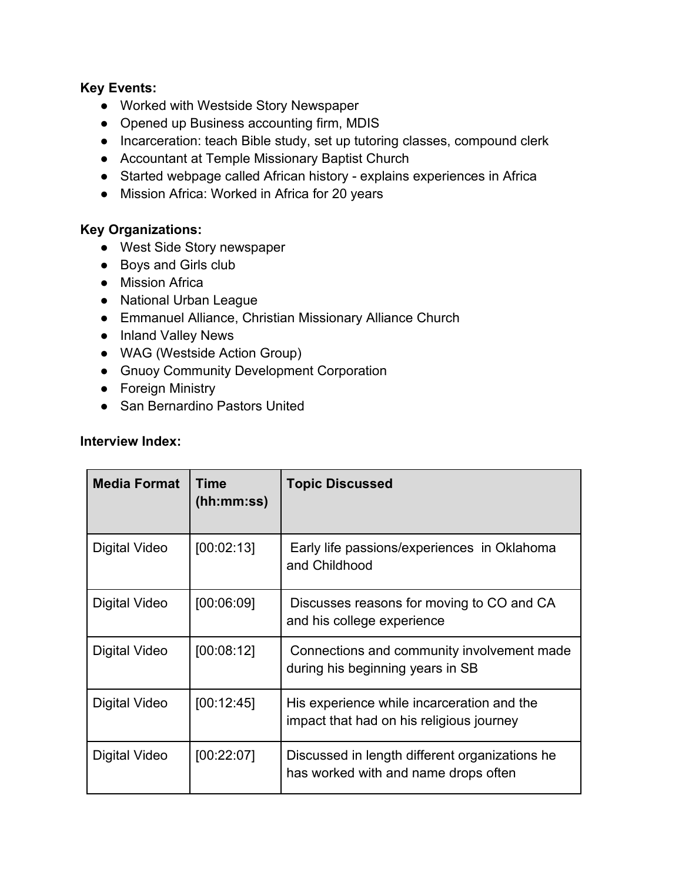**Key Events:**

- Worked with Westside Story Newspaper
- Opened up Business accounting firm, MDIS
- Incarceration: teach Bible study, set up tutoring classes, compound clerk
- Accountant at Temple Missionary Baptist Church
- Started webpage called African history - explains experiences in Africa
- Mission Africa: Worked in Africa for 20 years

**Key Organizations:**

- West Side Story newspaper
- Boys and Girls club
- Mission Africa
- National Urban League
- Emmanuel Alliance, Christian Missionary Alliance Church
- Inland Valley News
- WAG (Westside Action Group)
- Gnuoy Community Development Corporation
- Foreign Ministry
- San Bernardino Pastors United

**Interview Index:**

| Media Format | Time (hh:mm:ss) | Topic Discussed |
| --- | --- | --- |
| Digital Video | [00:02:13] | Early life passions/experiences in Oklahoma and Childhood |
| Digital Video | [00:06:09] | Discusses reasons for moving to CO and CA and his college experience |
| Digital Video | [00:08:12] | Connections and community involvement made during his beginning years in SB |
| Digital Video | [00:12:45] | His experience while incarceration and the impact that had on his religious journey |
| Digital Video | [00:22:07] | Discussed in length different organizations he has worked with and name drops often |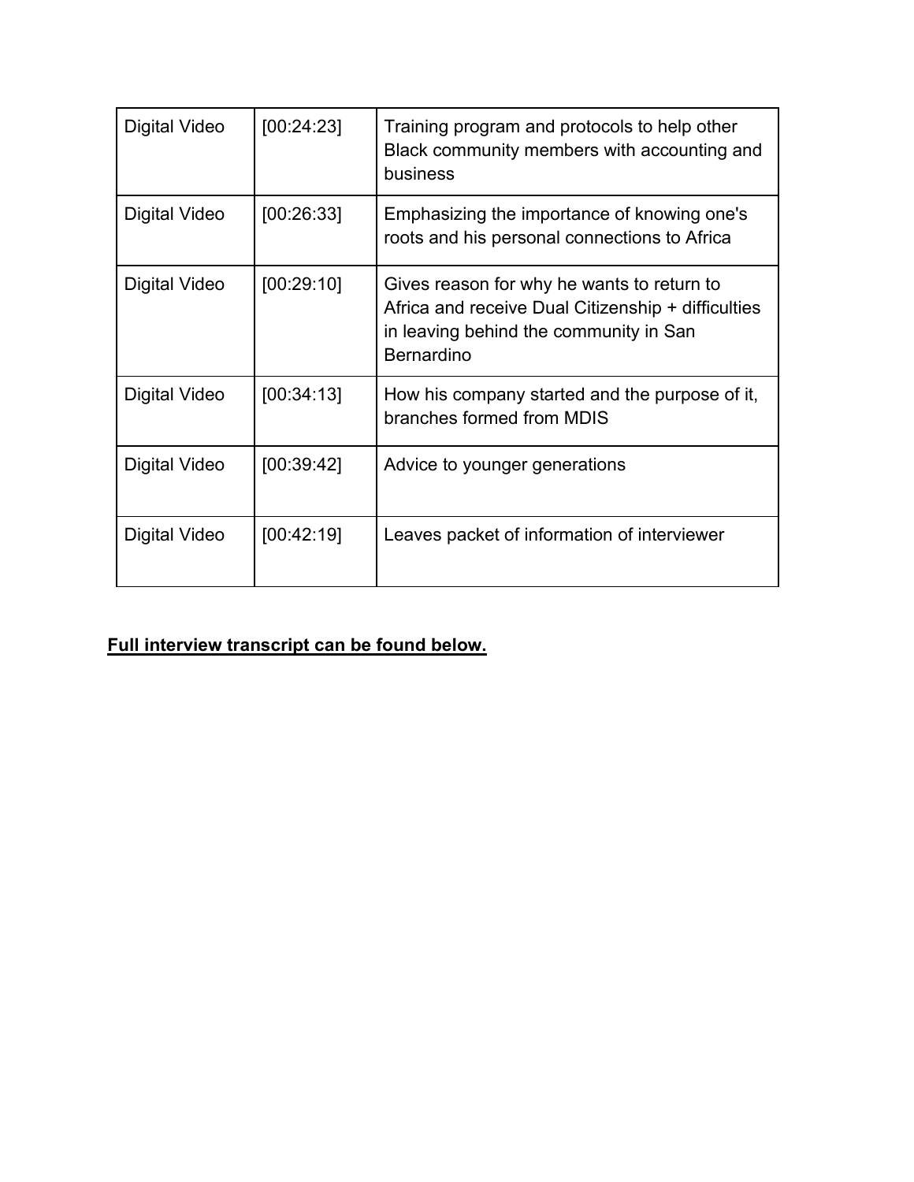| | | |
|---|---|---|
| Digital Video | [00:24:23] | Training program and protocols to help other Black community members with accounting and business |
| Digital Video | [00:26:33] | Emphasizing the importance of knowing one's roots and his personal connections to Africa |
| Digital Video | [00:29:10] | Gives reason for why he wants to return to Africa and receive Dual Citizenship + difficulties in leaving behind the community in San Bernardino |
| Digital Video | [00:34:13] | How his company started and the purpose of it, branches formed from MDIS |
| Digital Video | [00:39:42] | Advice to younger generations |
| Digital Video | [00:42:19] | Leaves packet of information of interviewer |

**Full interview transcript can be found below.**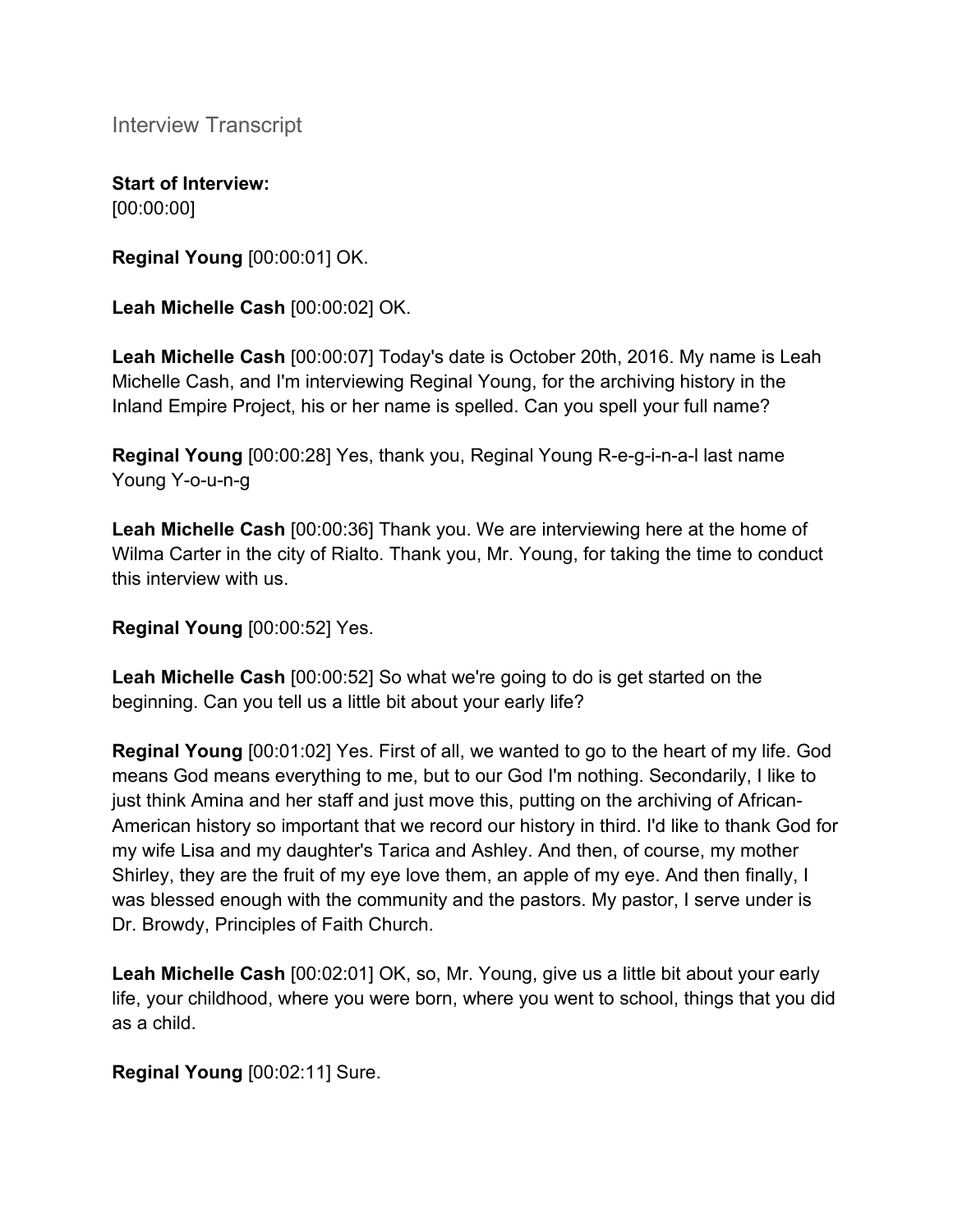Interview Transcript

**Start of Interview:**
[00:00:00]

**Reginal Young** [00:00:01] OK.

**Leah Michelle Cash** [00:00:02] OK.

**Leah Michelle Cash** [00:00:07] Today's date is October 20th, 2016. My name is Leah Michelle Cash, and I'm interviewing Reginal Young, for the archiving history in the Inland Empire Project, his or her name is spelled. Can you spell your full name?

**Reginal Young** [00:00:28] Yes, thank you, Reginal Young R-e-g-i-n-a-l last name Young Y-o-u-n-g

**Leah Michelle Cash** [00:00:36] Thank you. We are interviewing here at the home of Wilma Carter in the city of Rialto. Thank you, Mr. Young, for taking the time to conduct this interview with us.

**Reginal Young** [00:00:52] Yes.

**Leah Michelle Cash** [00:00:52] So what we're going to do is get started on the beginning. Can you tell us a little bit about your early life?

**Reginal Young** [00:01:02] Yes. First of all, we wanted to go to the heart of my life. God means God means everything to me, but to our God I'm nothing. Secondarily, I like to just think Amina and her staff and just move this, putting on the archiving of African-American history so important that we record our history in third. I'd like to thank God for my wife Lisa and my daughter's Tarica and Ashley. And then, of course, my mother Shirley, they are the fruit of my eye love them, an apple of my eye. And then finally, I was blessed enough with the community and the pastors. My pastor, I serve under is Dr. Browdy, Principles of Faith Church.

**Leah Michelle Cash** [00:02:01] OK, so, Mr. Young, give us a little bit about your early life, your childhood, where you were born, where you went to school, things that you did as a child.

**Reginal Young** [00:02:11] Sure.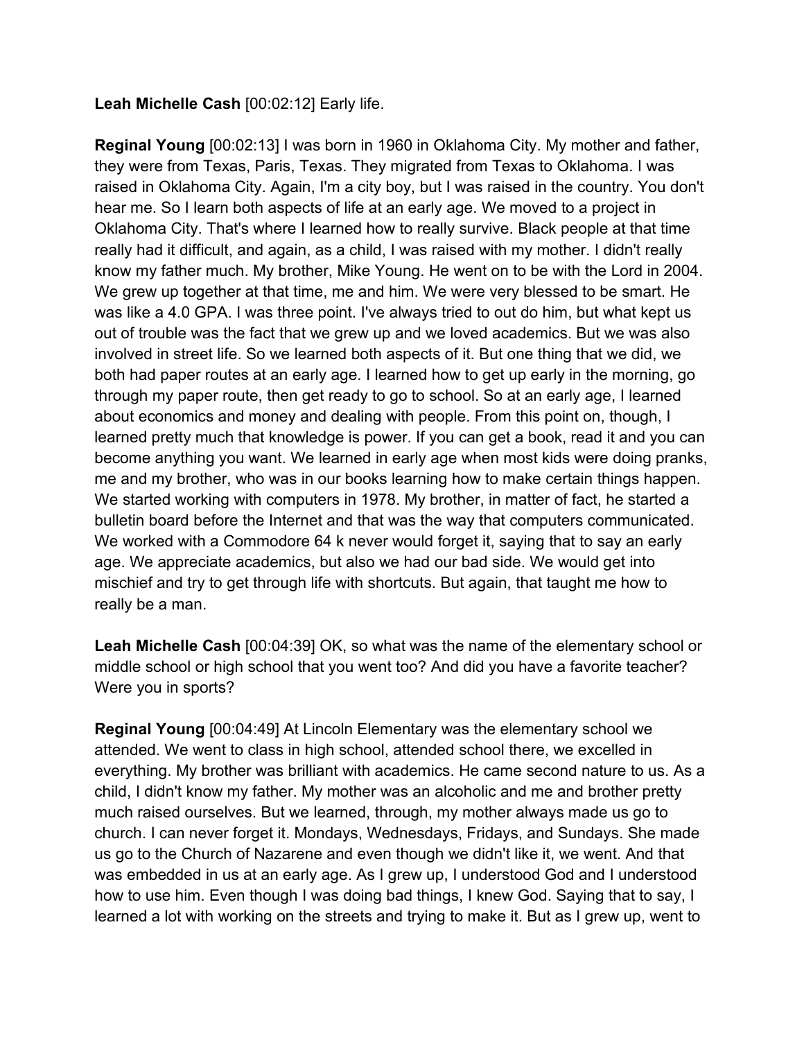**Leah Michelle Cash** [00:02:12] Early life.

**Reginal Young** [00:02:13] I was born in 1960 in Oklahoma City. My mother and father, they were from Texas, Paris, Texas. They migrated from Texas to Oklahoma. I was raised in Oklahoma City. Again, I'm a city boy, but I was raised in the country. You don't hear me. So I learn both aspects of life at an early age. We moved to a project in Oklahoma City. That's where I learned how to really survive. Black people at that time really had it difficult, and again, as a child, I was raised with my mother. I didn't really know my father much. My brother, Mike Young. He went on to be with the Lord in 2004. We grew up together at that time, me and him. We were very blessed to be smart. He was like a 4.0 GPA. I was three point. I've always tried to out do him, but what kept us out of trouble was the fact that we grew up and we loved academics. But we was also involved in street life. So we learned both aspects of it. But one thing that we did, we both had paper routes at an early age. I learned how to get up early in the morning, go through my paper route, then get ready to go to school. So at an early age, I learned about economics and money and dealing with people. From this point on, though, I learned pretty much that knowledge is power. If you can get a book, read it and you can become anything you want. We learned in early age when most kids were doing pranks, me and my brother, who was in our books learning how to make certain things happen. We started working with computers in 1978. My brother, in matter of fact, he started a bulletin board before the Internet and that was the way that computers communicated. We worked with a Commodore 64 k never would forget it, saying that to say an early age. We appreciate academics, but also we had our bad side. We would get into mischief and try to get through life with shortcuts. But again, that taught me how to really be a man.

**Leah Michelle Cash** [00:04:39] OK, so what was the name of the elementary school or middle school or high school that you went too? And did you have a favorite teacher? Were you in sports?

**Reginal Young** [00:04:49] At Lincoln Elementary was the elementary school we attended. We went to class in high school, attended school there, we excelled in everything. My brother was brilliant with academics. He came second nature to us. As a child, I didn't know my father. My mother was an alcoholic and me and brother pretty much raised ourselves. But we learned, through, my mother always made us go to church. I can never forget it. Mondays, Wednesdays, Fridays, and Sundays. She made us go to the Church of Nazarene and even though we didn't like it, we went. And that was embedded in us at an early age. As I grew up, I understood God and I understood how to use him. Even though I was doing bad things, I knew God. Saying that to say, I learned a lot with working on the streets and trying to make it. But as I grew up, went to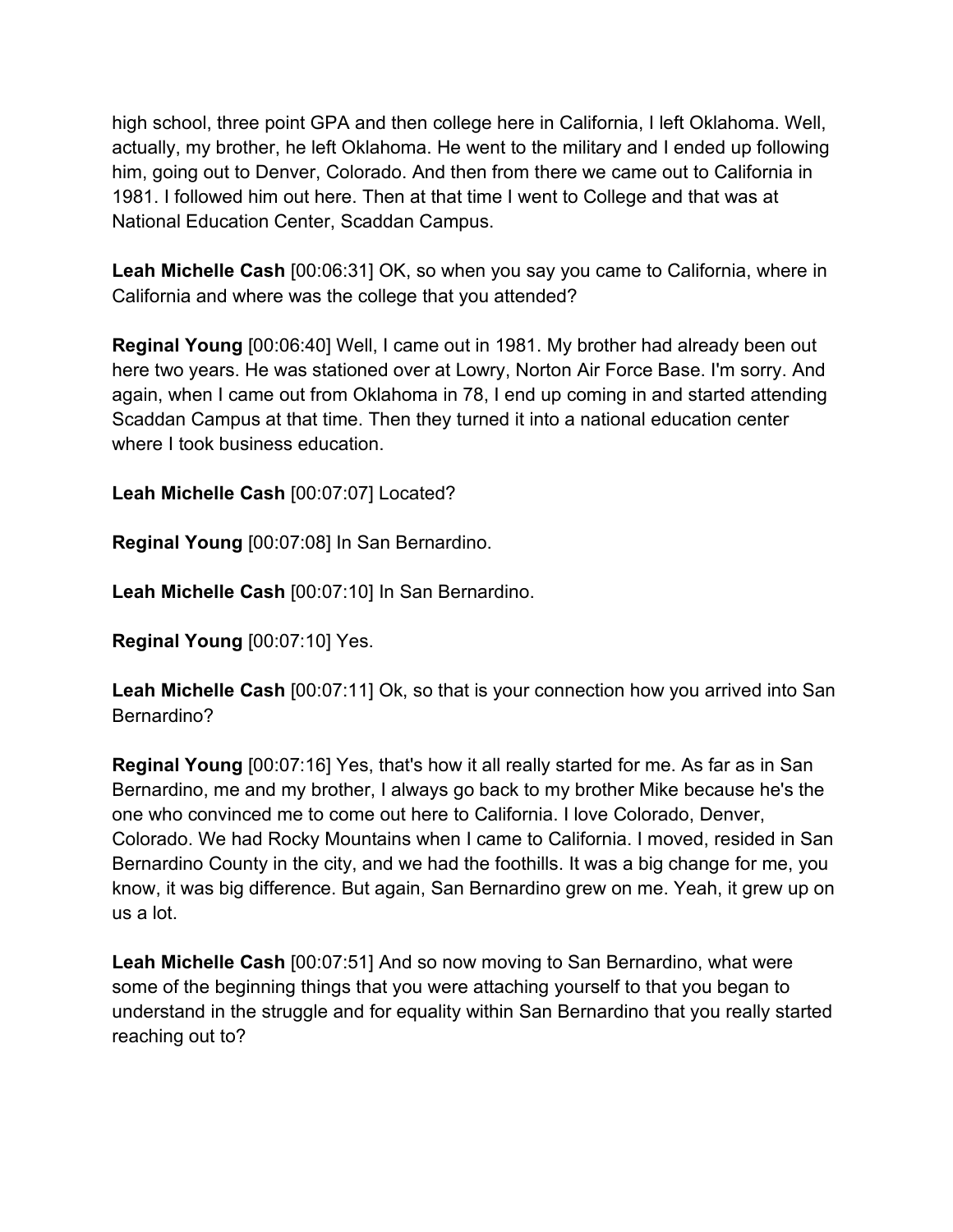high school, three point GPA and then college here in California, I left Oklahoma. Well, actually, my brother, he left Oklahoma. He went to the military and I ended up following him, going out to Denver, Colorado. And then from there we came out to California in 1981. I followed him out here. Then at that time I went to College and that was at National Education Center, Scaddan Campus.

**Leah Michelle Cash** [00:06:31] OK, so when you say you came to California, where in California and where was the college that you attended?

**Reginal Young** [00:06:40] Well, I came out in 1981. My brother had already been out here two years. He was stationed over at Lowry, Norton Air Force Base. I'm sorry. And again, when I came out from Oklahoma in 78, I end up coming in and started attending Scaddan Campus at that time. Then they turned it into a national education center where I took business education.

**Leah Michelle Cash** [00:07:07] Located?

**Reginal Young** [00:07:08] In San Bernardino.

**Leah Michelle Cash** [00:07:10] In San Bernardino.

**Reginal Young** [00:07:10] Yes.

**Leah Michelle Cash** [00:07:11] Ok, so that is your connection how you arrived into San Bernardino?

**Reginal Young** [00:07:16] Yes, that's how it all really started for me. As far as in San Bernardino, me and my brother, I always go back to my brother Mike because he's the one who convinced me to come out here to California. I love Colorado, Denver, Colorado. We had Rocky Mountains when I came to California. I moved, resided in San Bernardino County in the city, and we had the foothills. It was a big change for me, you know, it was big difference. But again, San Bernardino grew on me. Yeah, it grew up on us a lot.

**Leah Michelle Cash** [00:07:51] And so now moving to San Bernardino, what were some of the beginning things that you were attaching yourself to that you began to understand in the struggle and for equality within San Bernardino that you really started reaching out to?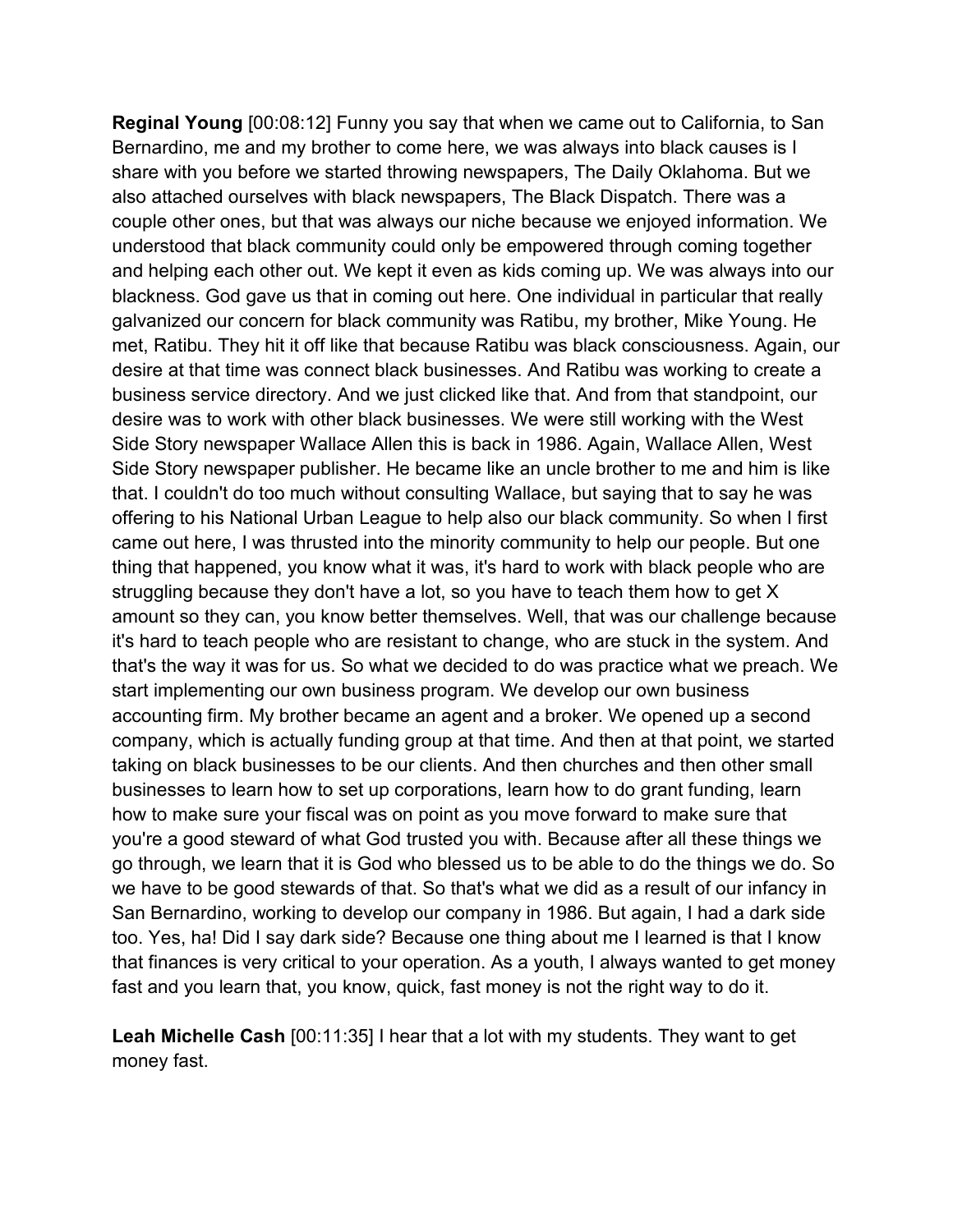**Reginal Young** [00:08:12] Funny you say that when we came out to California, to San Bernardino, me and my brother to come here, we was always into black causes is I share with you before we started throwing newspapers, The Daily Oklahoma. But we also attached ourselves with black newspapers, The Black Dispatch. There was a couple other ones, but that was always our niche because we enjoyed information. We understood that black community could only be empowered through coming together and helping each other out. We kept it even as kids coming up. We was always into our blackness. God gave us that in coming out here. One individual in particular that really galvanized our concern for black community was Ratibu, my brother, Mike Young. He met, Ratibu. They hit it off like that because Ratibu was black consciousness. Again, our desire at that time was connect black businesses. And Ratibu was working to create a business service directory. And we just clicked like that. And from that standpoint, our desire was to work with other black businesses. We were still working with the West Side Story newspaper Wallace Allen this is back in 1986. Again, Wallace Allen, West Side Story newspaper publisher. He became like an uncle brother to me and him is like that. I couldn't do too much without consulting Wallace, but saying that to say he was offering to his National Urban League to help also our black community. So when I first came out here, I was thrusted into the minority community to help our people. But one thing that happened, you know what it was, it's hard to work with black people who are struggling because they don't have a lot, so you have to teach them how to get X amount so they can, you know better themselves. Well, that was our challenge because it's hard to teach people who are resistant to change, who are stuck in the system. And that's the way it was for us. So what we decided to do was practice what we preach. We start implementing our own business program. We develop our own business accounting firm. My brother became an agent and a broker. We opened up a second company, which is actually funding group at that time. And then at that point, we started taking on black businesses to be our clients. And then churches and then other small businesses to learn how to set up corporations, learn how to do grant funding, learn how to make sure your fiscal was on point as you move forward to make sure that you're a good steward of what God trusted you with. Because after all these things we go through, we learn that it is God who blessed us to be able to do the things we do. So we have to be good stewards of that. So that's what we did as a result of our infancy in San Bernardino, working to develop our company in 1986. But again, I had a dark side too. Yes, ha! Did I say dark side? Because one thing about me I learned is that I know that finances is very critical to your operation. As a youth, I always wanted to get money fast and you learn that, you know, quick, fast money is not the right way to do it.

**Leah Michelle Cash** [00:11:35] I hear that a lot with my students. They want to get money fast.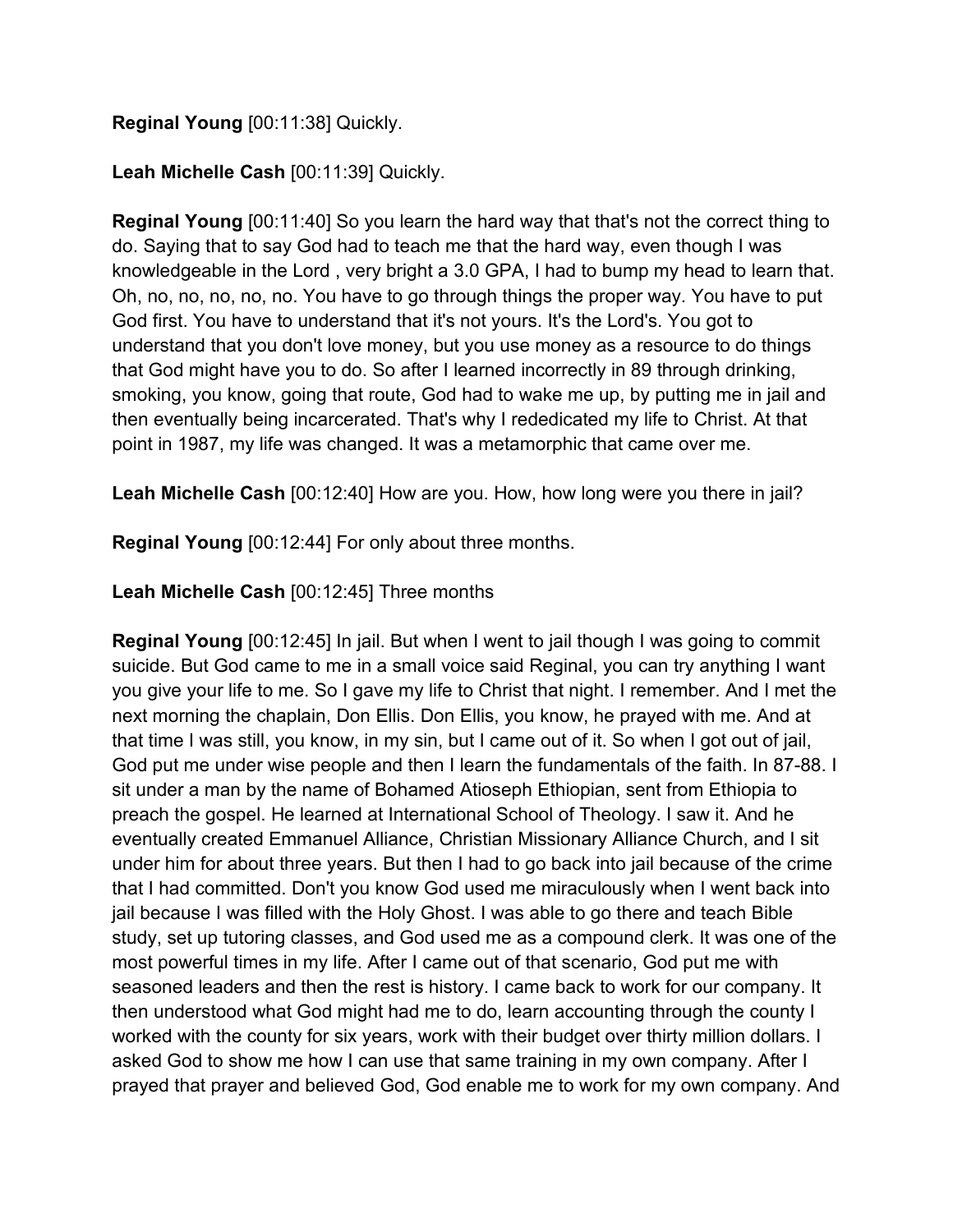**Reginal Young** [00:11:38] Quickly.

**Leah Michelle Cash** [00:11:39] Quickly.

**Reginal Young** [00:11:40] So you learn the hard way that that's not the correct thing to do. Saying that to say God had to teach me that the hard way, even though I was knowledgeable in the Lord , very bright a 3.0 GPA, I had to bump my head to learn that. Oh, no, no, no, no, no. You have to go through things the proper way. You have to put God first. You have to understand that it's not yours. It's the Lord's. You got to understand that you don't love money, but you use money as a resource to do things that God might have you to do. So after I learned incorrectly in 89 through drinking, smoking, you know, going that route, God had to wake me up, by putting me in jail and then eventually being incarcerated. That's why I rededicated my life to Christ. At that point in 1987, my life was changed. It was a metamorphic that came over me.

**Leah Michelle Cash** [00:12:40] How are you. How, how long were you there in jail?

**Reginal Young** [00:12:44] For only about three months.

**Leah Michelle Cash** [00:12:45] Three months

**Reginal Young** [00:12:45] In jail. But when I went to jail though I was going to commit suicide. But God came to me in a small voice said Reginal, you can try anything I want you give your life to me. So I gave my life to Christ that night. I remember. And I met the next morning the chaplain, Don Ellis. Don Ellis, you know, he prayed with me. And at that time I was still, you know, in my sin, but I came out of it. So when I got out of jail, God put me under wise people and then I learn the fundamentals of the faith. In 87-88. I sit under a man by the name of Bohamed Atioseph Ethiopian, sent from Ethiopia to preach the gospel. He learned at International School of Theology. I saw it. And he eventually created Emmanuel Alliance, Christian Missionary Alliance Church, and I sit under him for about three years. But then I had to go back into jail because of the crime that I had committed. Don't you know God used me miraculously when I went back into jail because I was filled with the Holy Ghost. I was able to go there and teach Bible study, set up tutoring classes, and God used me as a compound clerk. It was one of the most powerful times in my life. After I came out of that scenario, God put me with seasoned leaders and then the rest is history. I came back to work for our company. It then understood what God might had me to do, learn accounting through the county I worked with the county for six years, work with their budget over thirty million dollars. I asked God to show me how I can use that same training in my own company. After I prayed that prayer and believed God, God enable me to work for my own company. And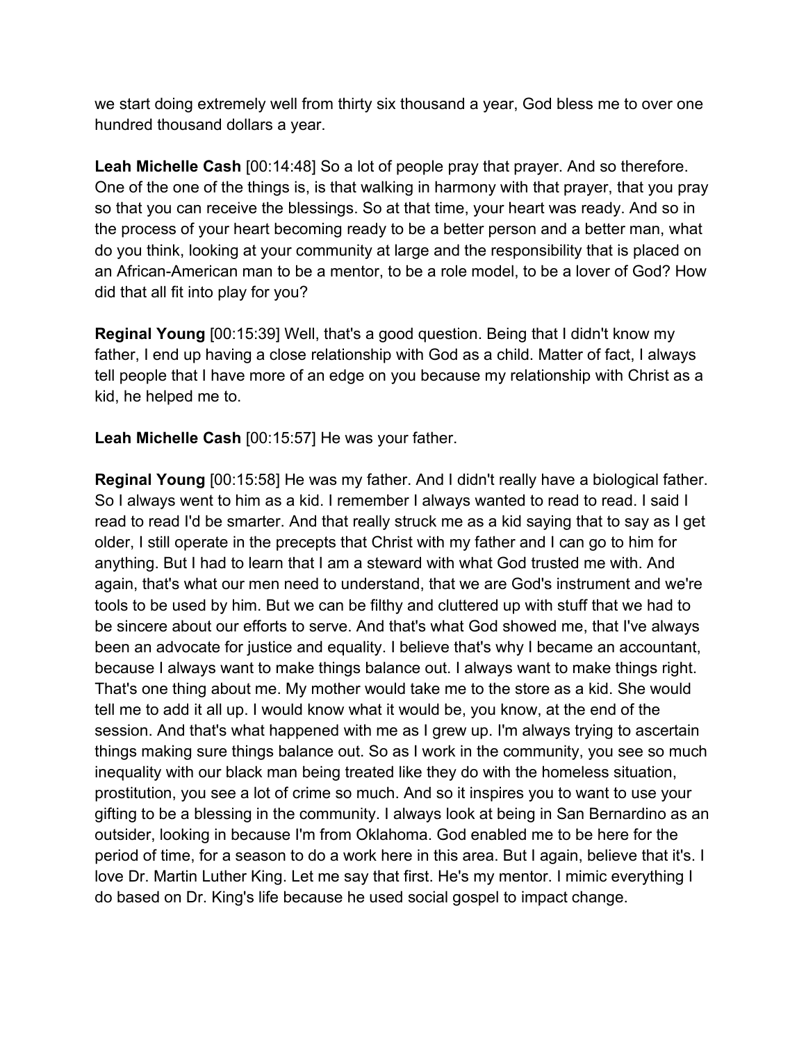we start doing extremely well from thirty six thousand a year, God bless me to over one hundred thousand dollars a year.

**Leah Michelle Cash** [00:14:48] So a lot of people pray that prayer. And so therefore. One of the one of the things is, is that walking in harmony with that prayer, that you pray so that you can receive the blessings. So at that time, your heart was ready. And so in the process of your heart becoming ready to be a better person and a better man, what do you think, looking at your community at large and the responsibility that is placed on an African-American man to be a mentor, to be a role model, to be a lover of God? How did that all fit into play for you?

**Reginal Young** [00:15:39] Well, that's a good question. Being that I didn't know my father, I end up having a close relationship with God as a child. Matter of fact, I always tell people that I have more of an edge on you because my relationship with Christ as a kid, he helped me to.

**Leah Michelle Cash** [00:15:57] He was your father.

**Reginal Young** [00:15:58] He was my father. And I didn't really have a biological father. So I always went to him as a kid. I remember I always wanted to read to read. I said I read to read I'd be smarter. And that really struck me as a kid saying that to say as I get older, I still operate in the precepts that Christ with my father and I can go to him for anything. But I had to learn that I am a steward with what God trusted me with. And again, that's what our men need to understand, that we are God's instrument and we're tools to be used by him. But we can be filthy and cluttered up with stuff that we had to be sincere about our efforts to serve. And that's what God showed me, that I've always been an advocate for justice and equality. I believe that's why I became an accountant, because I always want to make things balance out. I always want to make things right. That's one thing about me. My mother would take me to the store as a kid. She would tell me to add it all up. I would know what it would be, you know, at the end of the session. And that's what happened with me as I grew up. I'm always trying to ascertain things making sure things balance out. So as I work in the community, you see so much inequality with our black man being treated like they do with the homeless situation, prostitution, you see a lot of crime so much. And so it inspires you to want to use your gifting to be a blessing in the community. I always look at being in San Bernardino as an outsider, looking in because I'm from Oklahoma. God enabled me to be here for the period of time, for a season to do a work here in this area. But I again, believe that it's. I love Dr. Martin Luther King. Let me say that first. He's my mentor. I mimic everything I do based on Dr. King's life because he used social gospel to impact change.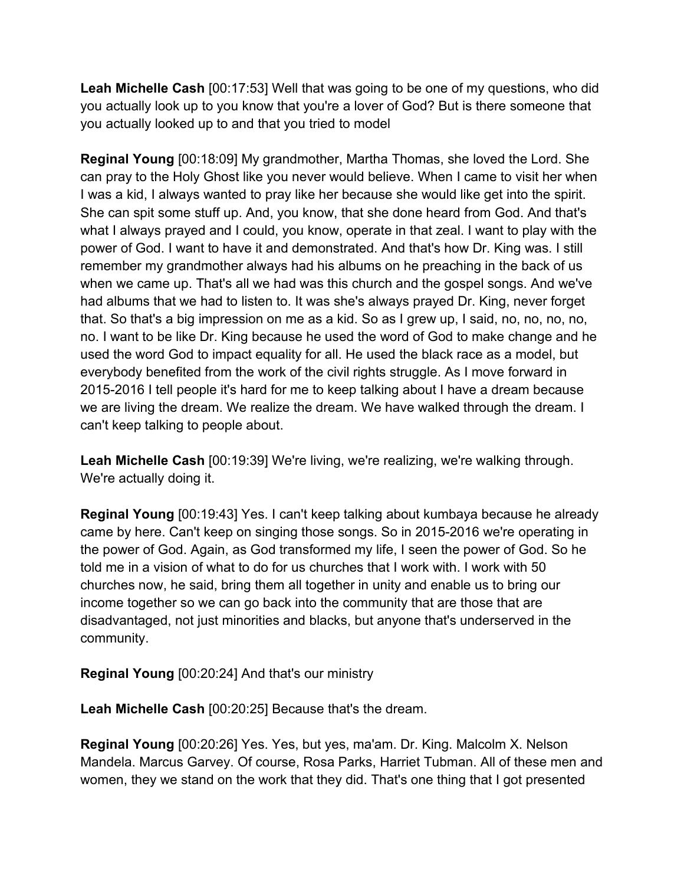**Leah Michelle Cash** [00:17:53] Well that was going to be one of my questions, who did you actually look up to you know that you're a lover of God? But is there someone that you actually looked up to and that you tried to model

**Reginal Young** [00:18:09] My grandmother, Martha Thomas, she loved the Lord. She can pray to the Holy Ghost like you never would believe. When I came to visit her when I was a kid, I always wanted to pray like her because she would like get into the spirit. She can spit some stuff up. And, you know, that she done heard from God. And that's what I always prayed and I could, you know, operate in that zeal. I want to play with the power of God. I want to have it and demonstrated. And that's how Dr. King was. I still remember my grandmother always had his albums on he preaching in the back of us when we came up. That's all we had was this church and the gospel songs. And we've had albums that we had to listen to. It was she's always prayed Dr. King, never forget that. So that's a big impression on me as a kid. So as I grew up, I said, no, no, no, no, no. I want to be like Dr. King because he used the word of God to make change and he used the word God to impact equality for all. He used the black race as a model, but everybody benefited from the work of the civil rights struggle. As I move forward in 2015-2016 I tell people it's hard for me to keep talking about I have a dream because we are living the dream. We realize the dream. We have walked through the dream. I can't keep talking to people about.

**Leah Michelle Cash** [00:19:39] We're living, we're realizing, we're walking through. We're actually doing it.

**Reginal Young** [00:19:43] Yes. I can't keep talking about kumbaya because he already came by here. Can't keep on singing those songs. So in 2015-2016 we're operating in the power of God. Again, as God transformed my life, I seen the power of God. So he told me in a vision of what to do for us churches that I work with. I work with 50 churches now, he said, bring them all together in unity and enable us to bring our income together so we can go back into the community that are those that are disadvantaged, not just minorities and blacks, but anyone that's underserved in the community.

**Reginal Young** [00:20:24] And that's our ministry

**Leah Michelle Cash** [00:20:25] Because that's the dream.

**Reginal Young** [00:20:26] Yes. Yes, but yes, ma'am. Dr. King. Malcolm X. Nelson Mandela. Marcus Garvey. Of course, Rosa Parks, Harriet Tubman. All of these men and women, they we stand on the work that they did. That's one thing that I got presented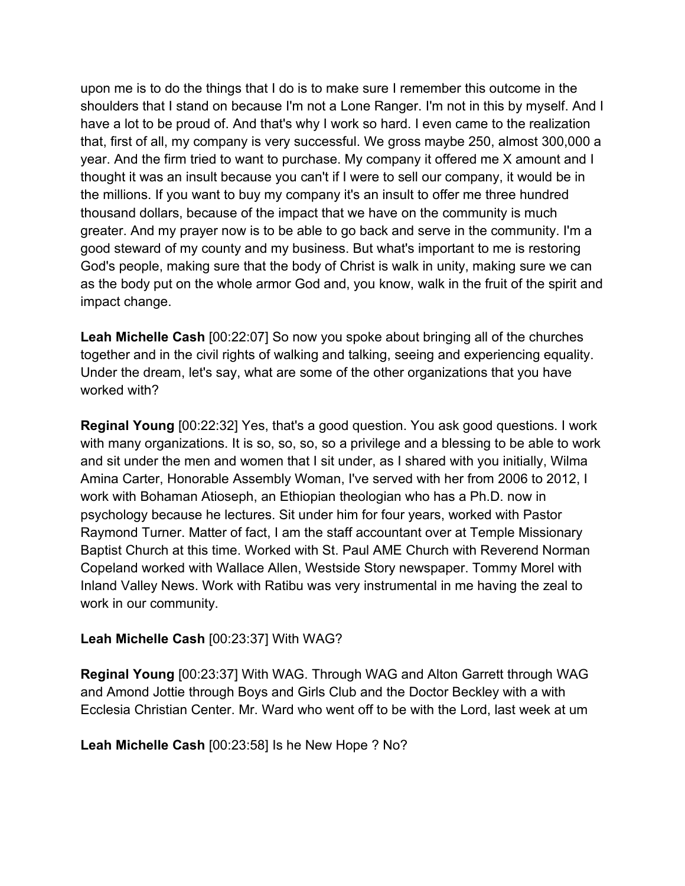upon me is to do the things that I do is to make sure I remember this outcome in the shoulders that I stand on because I'm not a Lone Ranger. I'm not in this by myself. And I have a lot to be proud of. And that's why I work so hard. I even came to the realization that, first of all, my company is very successful. We gross maybe 250, almost 300,000 a year. And the firm tried to want to purchase. My company it offered me X amount and I thought it was an insult because you can't if I were to sell our company, it would be in the millions. If you want to buy my company it's an insult to offer me three hundred thousand dollars, because of the impact that we have on the community is much greater. And my prayer now is to be able to go back and serve in the community. I'm a good steward of my county and my business. But what's important to me is restoring God's people, making sure that the body of Christ is walk in unity, making sure we can as the body put on the whole armor God and, you know, walk in the fruit of the spirit and impact change.

**Leah Michelle Cash** [00:22:07] So now you spoke about bringing all of the churches together and in the civil rights of walking and talking, seeing and experiencing equality. Under the dream, let's say, what are some of the other organizations that you have worked with?

**Reginal Young** [00:22:32] Yes, that's a good question. You ask good questions. I work with many organizations. It is so, so, so, so a privilege and a blessing to be able to work and sit under the men and women that I sit under, as I shared with you initially, Wilma Amina Carter, Honorable Assembly Woman, I've served with her from 2006 to 2012, I work with Bohaman Atioseph, an Ethiopian theologian who has a Ph.D. now in psychology because he lectures. Sit under him for four years, worked with Pastor Raymond Turner. Matter of fact, I am the staff accountant over at Temple Missionary Baptist Church at this time. Worked with St. Paul AME Church with Reverend Norman Copeland worked with Wallace Allen, Westside Story newspaper. Tommy Morel with Inland Valley News. Work with Ratibu was very instrumental in me having the zeal to work in our community.

**Leah Michelle Cash** [00:23:37] With WAG?

**Reginal Young** [00:23:37] With WAG. Through WAG and Alton Garrett through WAG and Amond Jottie through Boys and Girls Club and the Doctor Beckley with a with Ecclesia Christian Center. Mr. Ward who went off to be with the Lord, last week at um

**Leah Michelle Cash** [00:23:58] Is he New Hope ? No?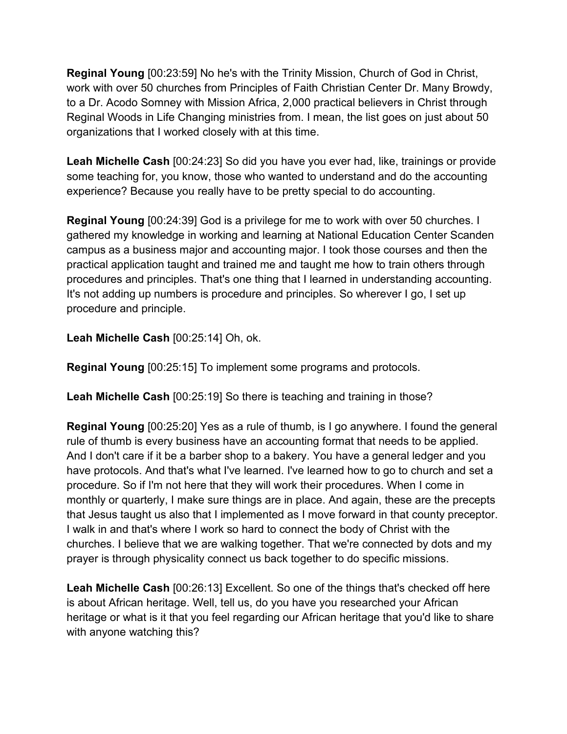**Reginal Young** [00:23:59] No he's with the Trinity Mission, Church of God in Christ, work with over 50 churches from Principles of Faith Christian Center Dr. Many Browdy, to a Dr. Acodo Somney with Mission Africa, 2,000 practical believers in Christ through Reginal Woods in Life Changing ministries from. I mean, the list goes on just about 50 organizations that I worked closely with at this time.

**Leah Michelle Cash** [00:24:23] So did you have you ever had, like, trainings or provide some teaching for, you know, those who wanted to understand and do the accounting experience? Because you really have to be pretty special to do accounting.

**Reginal Young** [00:24:39] God is a privilege for me to work with over 50 churches. I gathered my knowledge in working and learning at National Education Center Scanden campus as a business major and accounting major. I took those courses and then the practical application taught and trained me and taught me how to train others through procedures and principles. That's one thing that I learned in understanding accounting. It's not adding up numbers is procedure and principles. So wherever I go, I set up procedure and principle.

**Leah Michelle Cash** [00:25:14] Oh, ok.

**Reginal Young** [00:25:15] To implement some programs and protocols.

**Leah Michelle Cash** [00:25:19] So there is teaching and training in those?

**Reginal Young** [00:25:20] Yes as a rule of thumb, is I go anywhere. I found the general rule of thumb is every business have an accounting format that needs to be applied. And I don't care if it be a barber shop to a bakery. You have a general ledger and you have protocols. And that's what I've learned. I've learned how to go to church and set a procedure. So if I'm not here that they will work their procedures. When I come in monthly or quarterly, I make sure things are in place. And again, these are the precepts that Jesus taught us also that I implemented as I move forward in that county preceptor. I walk in and that's where I work so hard to connect the body of Christ with the churches. I believe that we are walking together. That we're connected by dots and my prayer is through physicality connect us back together to do specific missions.

**Leah Michelle Cash** [00:26:13] Excellent. So one of the things that's checked off here is about African heritage. Well, tell us, do you have you researched your African heritage or what is it that you feel regarding our African heritage that you'd like to share with anyone watching this?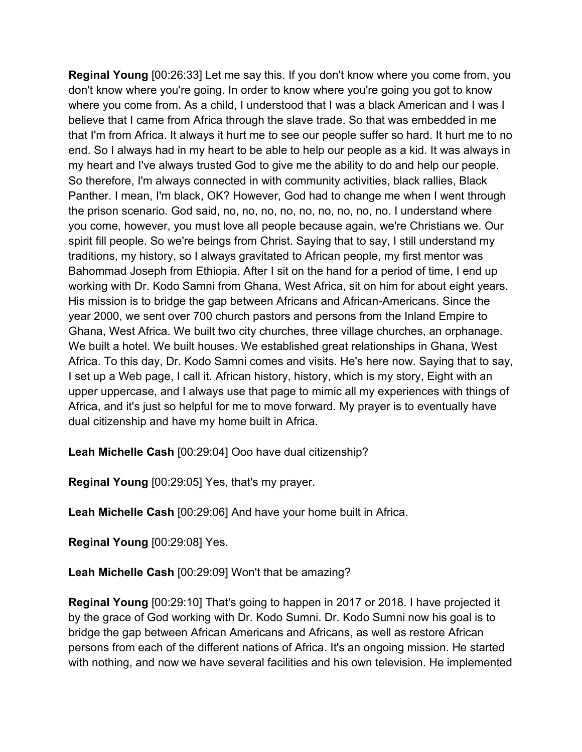**Reginal Young** [00:26:33] Let me say this. If you don't know where you come from, you don't know where you're going. In order to know where you're going you got to know where you come from. As a child, I understood that I was a black American and I was I believe that I came from Africa through the slave trade. So that was embedded in me that I'm from Africa. It always it hurt me to see our people suffer so hard. It hurt me to no end. So I always had in my heart to be able to help our people as a kid. It was always in my heart and I've always trusted God to give me the ability to do and help our people. So therefore, I'm always connected in with community activities, black rallies, Black Panther. I mean, I'm black, OK? However, God had to change me when I went through the prison scenario. God said, no, no, no, no, no, no, no, no, no. I understand where you come, however, you must love all people because again, we're Christians we. Our spirit fill people. So we're beings from Christ. Saying that to say, I still understand my traditions, my history, so I always gravitated to African people, my first mentor was Bahommad Joseph from Ethiopia. After I sit on the hand for a period of time, I end up working with Dr. Kodo Samni from Ghana, West Africa, sit on him for about eight years. His mission is to bridge the gap between Africans and African-Americans. Since the year 2000, we sent over 700 church pastors and persons from the Inland Empire to Ghana, West Africa. We built two city churches, three village churches, an orphanage. We built a hotel. We built houses. We established great relationships in Ghana, West Africa. To this day, Dr. Kodo Samni comes and visits. He's here now. Saying that to say, I set up a Web page, I call it. African history, history, which is my story, Eight with an upper uppercase, and I always use that page to mimic all my experiences with things of Africa, and it's just so helpful for me to move forward. My prayer is to eventually have dual citizenship and have my home built in Africa.

**Leah Michelle Cash** [00:29:04] Ooo have dual citizenship?

**Reginal Young** [00:29:05] Yes, that's my prayer.

**Leah Michelle Cash** [00:29:06] And have your home built in Africa.

**Reginal Young** [00:29:08] Yes.

**Leah Michelle Cash** [00:29:09] Won't that be amazing?

**Reginal Young** [00:29:10] That's going to happen in 2017 or 2018. I have projected it by the grace of God working with Dr. Kodo Sumni. Dr. Kodo Sumni now his goal is to bridge the gap between African Americans and Africans, as well as restore African persons from each of the different nations of Africa. It's an ongoing mission. He started with nothing, and now we have several facilities and his own television. He implemented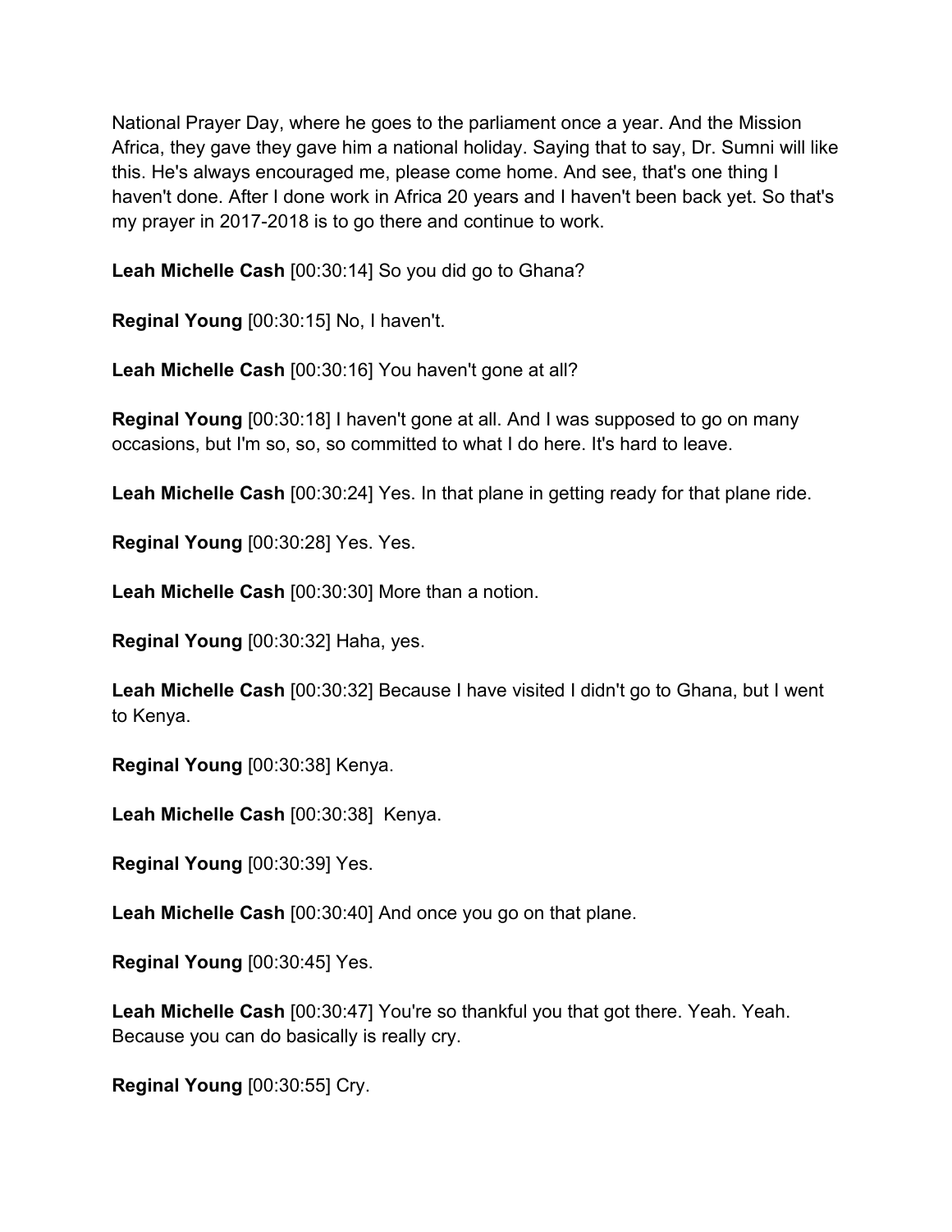National Prayer Day, where he goes to the parliament once a year. And the Mission Africa, they gave they gave him a national holiday. Saying that to say, Dr. Sumni will like this. He's always encouraged me, please come home. And see, that's one thing I haven't done. After I done work in Africa 20 years and I haven't been back yet. So that's my prayer in 2017-2018 is to go there and continue to work.

**Leah Michelle Cash** [00:30:14] So you did go to Ghana?

**Reginal Young** [00:30:15] No, I haven't.

**Leah Michelle Cash** [00:30:16] You haven't gone at all?

**Reginal Young** [00:30:18] I haven't gone at all. And I was supposed to go on many occasions, but I'm so, so, so committed to what I do here. It's hard to leave.

**Leah Michelle Cash** [00:30:24] Yes. In that plane in getting ready for that plane ride.

**Reginal Young** [00:30:28] Yes. Yes.

**Leah Michelle Cash** [00:30:30] More than a notion.

**Reginal Young** [00:30:32] Haha, yes.

**Leah Michelle Cash** [00:30:32] Because I have visited I didn't go to Ghana, but I went to Kenya.

**Reginal Young** [00:30:38] Kenya.

**Leah Michelle Cash** [00:30:38] Kenya.

**Reginal Young** [00:30:39] Yes.

**Leah Michelle Cash** [00:30:40] And once you go on that plane.

**Reginal Young** [00:30:45] Yes.

**Leah Michelle Cash** [00:30:47] You're so thankful you that got there. Yeah. Yeah. Because you can do basically is really cry.

**Reginal Young** [00:30:55] Cry.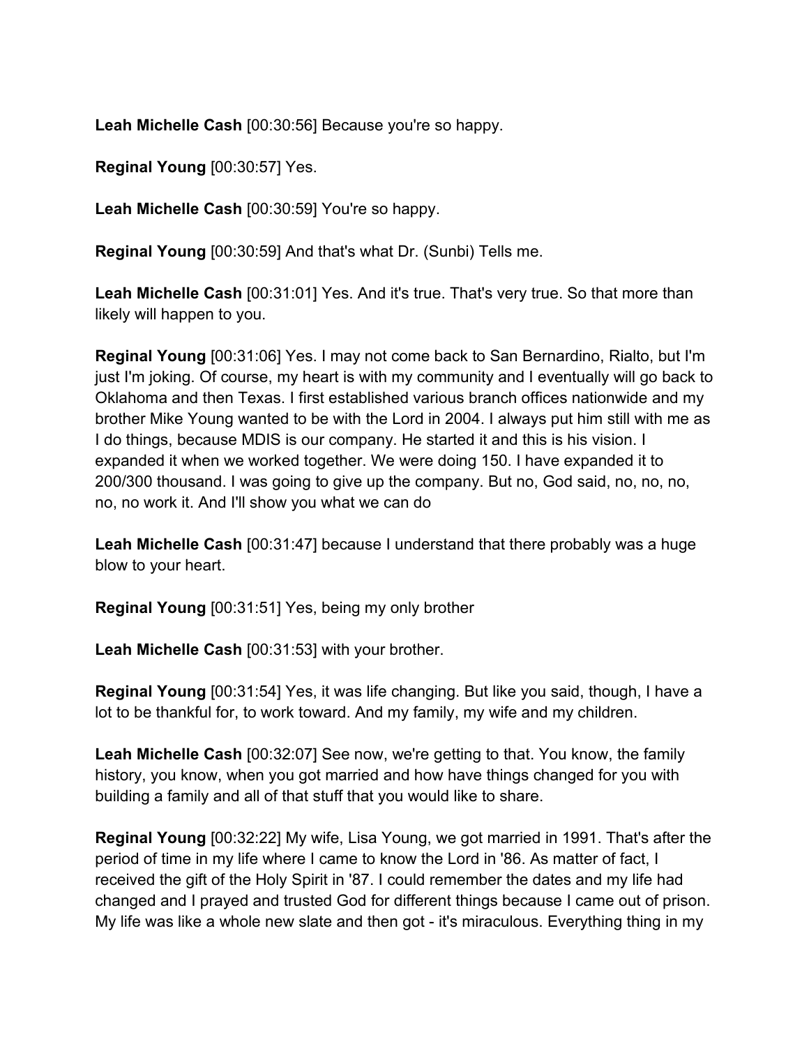**Leah Michelle Cash** [00:30:56] Because you're so happy.

**Reginal Young** [00:30:57] Yes.

**Leah Michelle Cash** [00:30:59] You're so happy.

**Reginal Young** [00:30:59] And that's what Dr. (Sunbi) Tells me.

**Leah Michelle Cash** [00:31:01] Yes. And it's true. That's very true. So that more than likely will happen to you.

**Reginal Young** [00:31:06] Yes. I may not come back to San Bernardino, Rialto, but I'm just I'm joking. Of course, my heart is with my community and I eventually will go back to Oklahoma and then Texas. I first established various branch offices nationwide and my brother Mike Young wanted to be with the Lord in 2004. I always put him still with me as I do things, because MDIS is our company. He started it and this is his vision. I expanded it when we worked together. We were doing 150. I have expanded it to 200/300 thousand. I was going to give up the company. But no, God said, no, no, no, no, no work it. And I'll show you what we can do

**Leah Michelle Cash** [00:31:47] because I understand that there probably was a huge blow to your heart.

**Reginal Young** [00:31:51] Yes, being my only brother

**Leah Michelle Cash** [00:31:53] with your brother.

**Reginal Young** [00:31:54] Yes, it was life changing. But like you said, though, I have a lot to be thankful for, to work toward. And my family, my wife and my children.

**Leah Michelle Cash** [00:32:07] See now, we're getting to that. You know, the family history, you know, when you got married and how have things changed for you with building a family and all of that stuff that you would like to share.

**Reginal Young** [00:32:22] My wife, Lisa Young, we got married in 1991. That's after the period of time in my life where I came to know the Lord in '86. As matter of fact, I received the gift of the Holy Spirit in '87. I could remember the dates and my life had changed and I prayed and trusted God for different things because I came out of prison. My life was like a whole new slate and then got - it's miraculous. Everything thing in my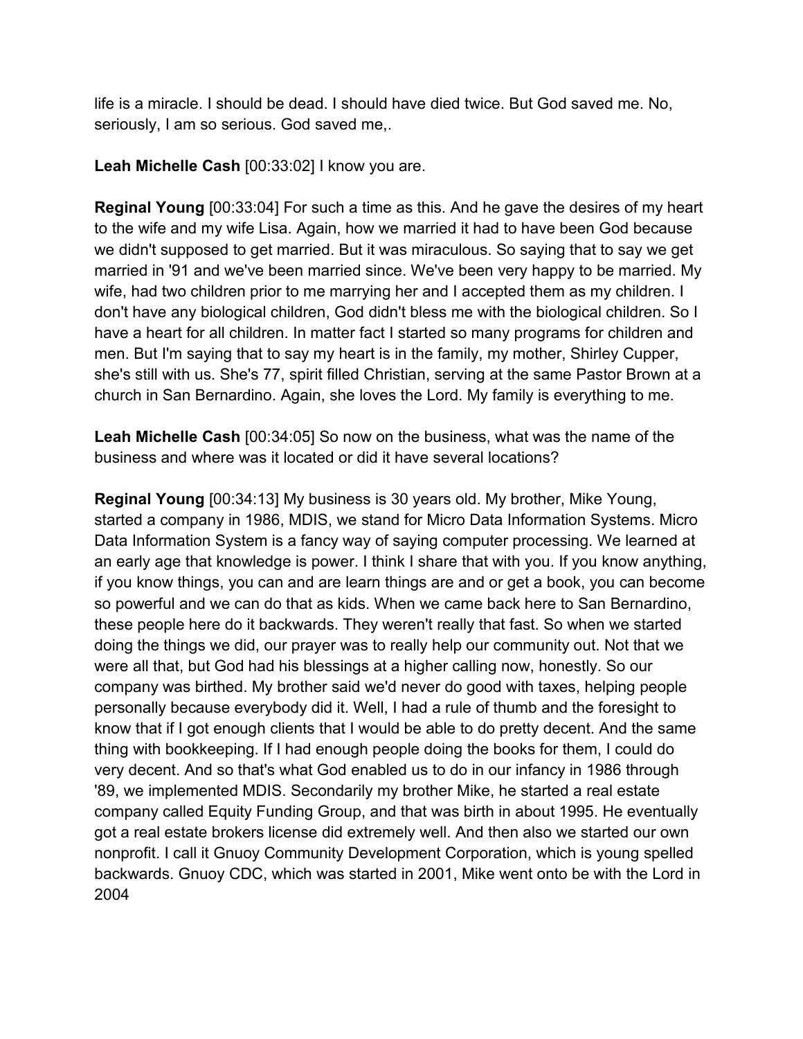life is a miracle. I should be dead. I should have died twice. But God saved me. No, seriously, I am so serious. God saved me,.

**Leah Michelle Cash** [00:33:02] I know you are.

**Reginal Young** [00:33:04] For such a time as this. And he gave the desires of my heart to the wife and my wife Lisa. Again, how we married it had to have been God because we didn't supposed to get married. But it was miraculous. So saying that to say we get married in '91 and we've been married since. We've been very happy to be married. My wife, had two children prior to me marrying her and I accepted them as my children. I don't have any biological children, God didn't bless me with the biological children. So I have a heart for all children. In matter fact I started so many programs for children and men. But I'm saying that to say my heart is in the family, my mother, Shirley Cupper, she's still with us. She's 77, spirit filled Christian, serving at the same Pastor Brown at a church in San Bernardino. Again, she loves the Lord. My family is everything to me.

**Leah Michelle Cash** [00:34:05] So now on the business, what was the name of the business and where was it located or did it have several locations?

**Reginal Young** [00:34:13] My business is 30 years old. My brother, Mike Young, started a company in 1986, MDIS, we stand for Micro Data Information Systems. Micro Data Information System is a fancy way of saying computer processing. We learned at an early age that knowledge is power. I think I share that with you. If you know anything, if you know things, you can and are learn things are and or get a book, you can become so powerful and we can do that as kids. When we came back here to San Bernardino, these people here do it backwards. They weren't really that fast. So when we started doing the things we did, our prayer was to really help our community out. Not that we were all that, but God had his blessings at a higher calling now, honestly. So our company was birthed. My brother said we'd never do good with taxes, helping people personally because everybody did it. Well, I had a rule of thumb and the foresight to know that if I got enough clients that I would be able to do pretty decent. And the same thing with bookkeeping. If I had enough people doing the books for them, I could do very decent. And so that's what God enabled us to do in our infancy in 1986 through '89, we implemented MDIS. Secondarily my brother Mike, he started a real estate company called Equity Funding Group, and that was birth in about 1995. He eventually got a real estate brokers license did extremely well. And then also we started our own nonprofit. I call it Gnuoy Community Development Corporation, which is young spelled backwards. Gnuoy CDC, which was started in 2001, Mike went onto be with the Lord in 2004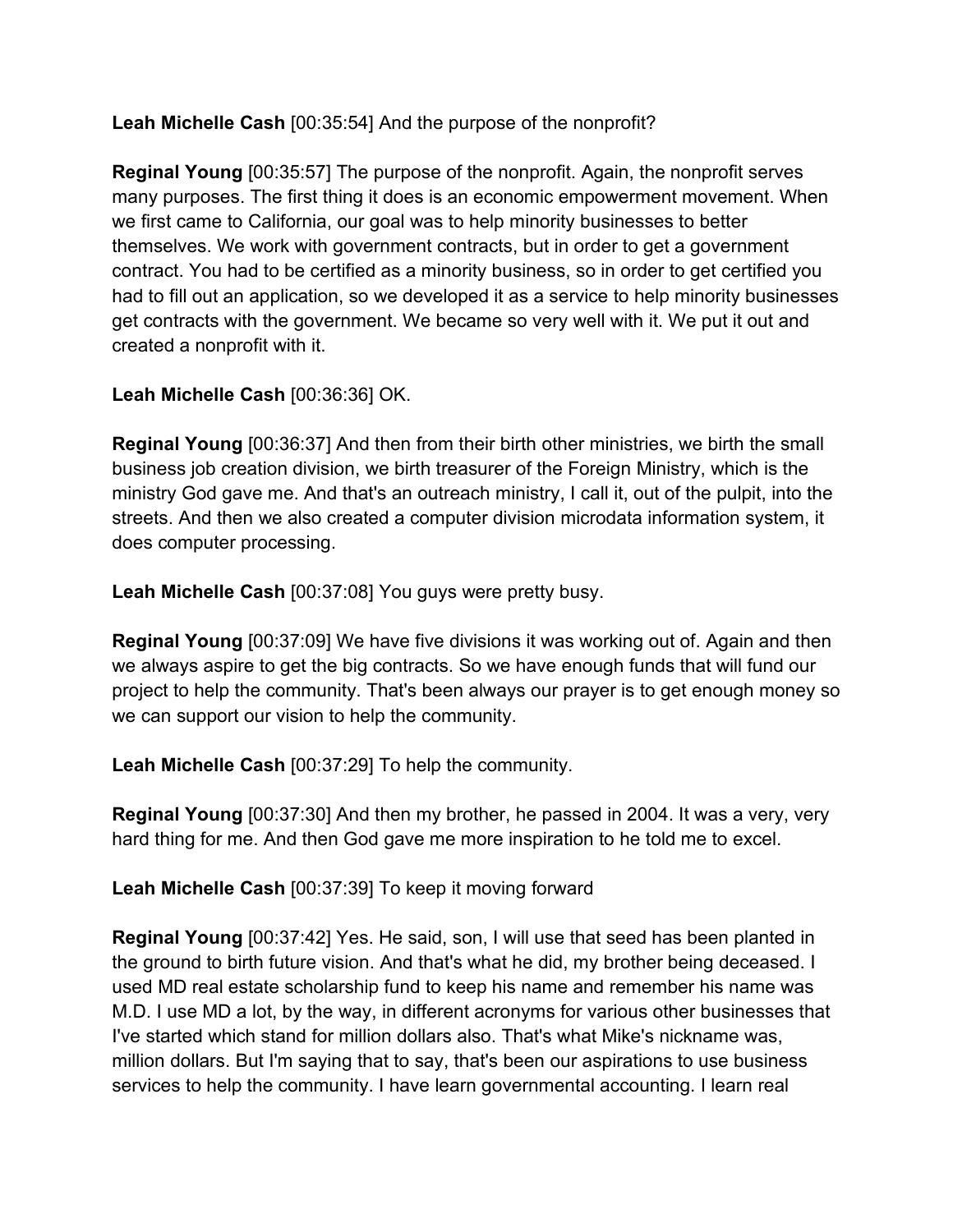**Leah Michelle Cash** [00:35:54] And the purpose of the nonprofit?

**Reginal Young** [00:35:57] The purpose of the nonprofit. Again, the nonprofit serves many purposes. The first thing it does is an economic empowerment movement. When we first came to California, our goal was to help minority businesses to better themselves. We work with government contracts, but in order to get a government contract. You had to be certified as a minority business, so in order to get certified you had to fill out an application, so we developed it as a service to help minority businesses get contracts with the government. We became so very well with it. We put it out and created a nonprofit with it.

**Leah Michelle Cash** [00:36:36] OK.

**Reginal Young** [00:36:37] And then from their birth other ministries, we birth the small business job creation division, we birth treasurer of the Foreign Ministry, which is the ministry God gave me. And that's an outreach ministry, I call it, out of the pulpit, into the streets. And then we also created a computer division microdata information system, it does computer processing.

**Leah Michelle Cash** [00:37:08] You guys were pretty busy.

**Reginal Young** [00:37:09] We have five divisions it was working out of. Again and then we always aspire to get the big contracts. So we have enough funds that will fund our project to help the community. That's been always our prayer is to get enough money so we can support our vision to help the community.

**Leah Michelle Cash** [00:37:29] To help the community.

**Reginal Young** [00:37:30] And then my brother, he passed in 2004. It was a very, very hard thing for me. And then God gave me more inspiration to he told me to excel.

**Leah Michelle Cash** [00:37:39] To keep it moving forward

**Reginal Young** [00:37:42] Yes. He said, son, I will use that seed has been planted in the ground to birth future vision. And that's what he did, my brother being deceased. I used MD real estate scholarship fund to keep his name and remember his name was M.D. I use MD a lot, by the way, in different acronyms for various other businesses that I've started which stand for million dollars also. That's what Mike's nickname was, million dollars. But I'm saying that to say, that's been our aspirations to use business services to help the community. I have learn governmental accounting. I learn real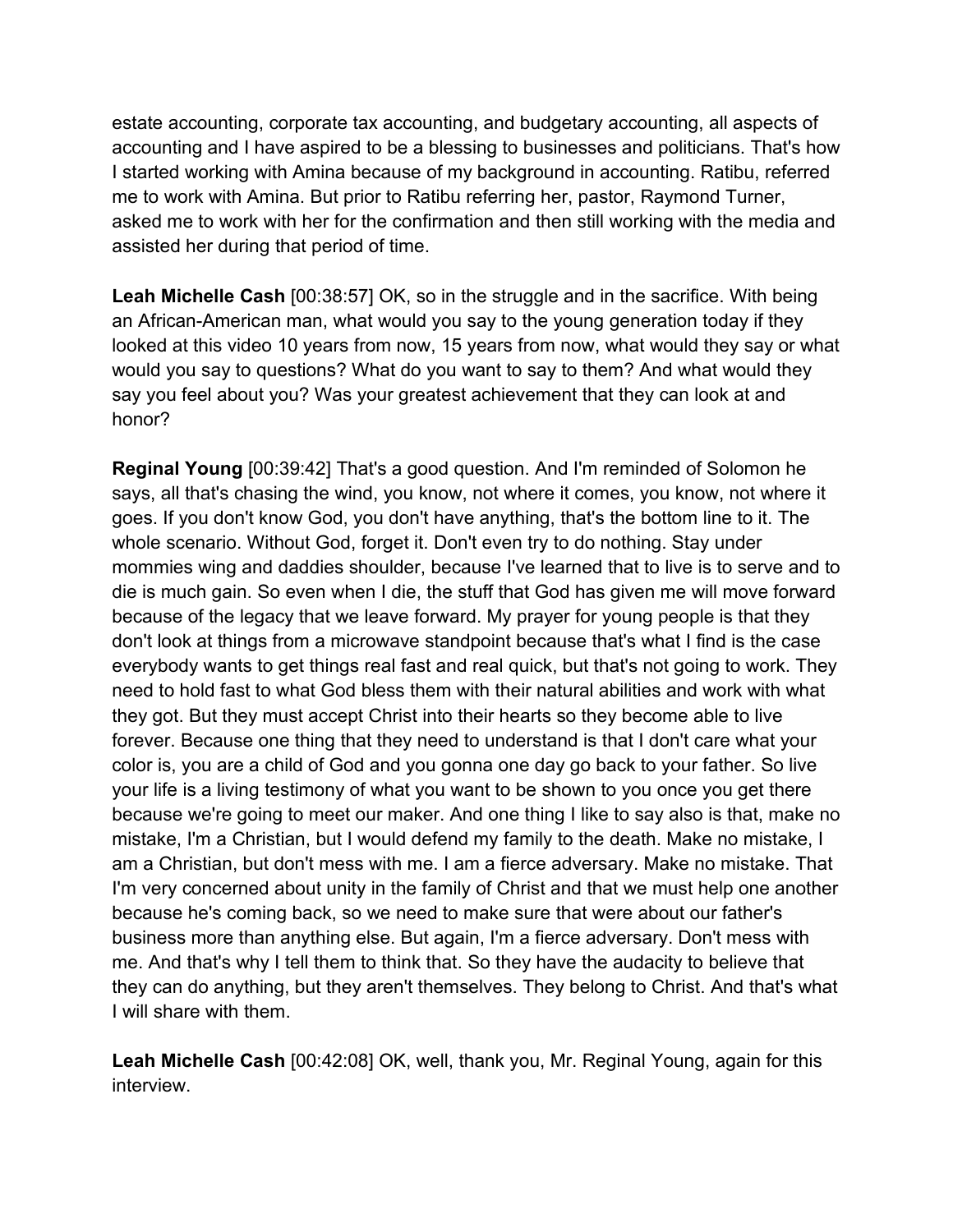estate accounting, corporate tax accounting, and budgetary accounting, all aspects of accounting and I have aspired to be a blessing to businesses and politicians. That's how I started working with Amina because of my background in accounting. Ratibu, referred me to work with Amina. But prior to Ratibu referring her, pastor, Raymond Turner, asked me to work with her for the confirmation and then still working with the media and assisted her during that period of time.

**Leah Michelle Cash** [00:38:57] OK, so in the struggle and in the sacrifice. With being an African-American man, what would you say to the young generation today if they looked at this video 10 years from now, 15 years from now, what would they say or what would you say to questions? What do you want to say to them? And what would they say you feel about you? Was your greatest achievement that they can look at and honor?

**Reginal Young** [00:39:42] That's a good question. And I'm reminded of Solomon he says, all that's chasing the wind, you know, not where it comes, you know, not where it goes. If you don't know God, you don't have anything, that's the bottom line to it. The whole scenario. Without God, forget it. Don't even try to do nothing. Stay under mommies wing and daddies shoulder, because I've learned that to live is to serve and to die is much gain. So even when I die, the stuff that God has given me will move forward because of the legacy that we leave forward. My prayer for young people is that they don't look at things from a microwave standpoint because that's what I find is the case everybody wants to get things real fast and real quick, but that's not going to work. They need to hold fast to what God bless them with their natural abilities and work with what they got. But they must accept Christ into their hearts so they become able to live forever. Because one thing that they need to understand is that I don't care what your color is, you are a child of God and you gonna one day go back to your father. So live your life is a living testimony of what you want to be shown to you once you get there because we're going to meet our maker. And one thing I like to say also is that, make no mistake, I'm a Christian, but I would defend my family to the death. Make no mistake, I am a Christian, but don't mess with me. I am a fierce adversary. Make no mistake. That I'm very concerned about unity in the family of Christ and that we must help one another because he's coming back, so we need to make sure that were about our father's business more than anything else. But again, I'm a fierce adversary. Don't mess with me. And that's why I tell them to think that. So they have the audacity to believe that they can do anything, but they aren't themselves. They belong to Christ. And that's what I will share with them.

**Leah Michelle Cash** [00:42:08] OK, well, thank you, Mr. Reginal Young, again for this interview.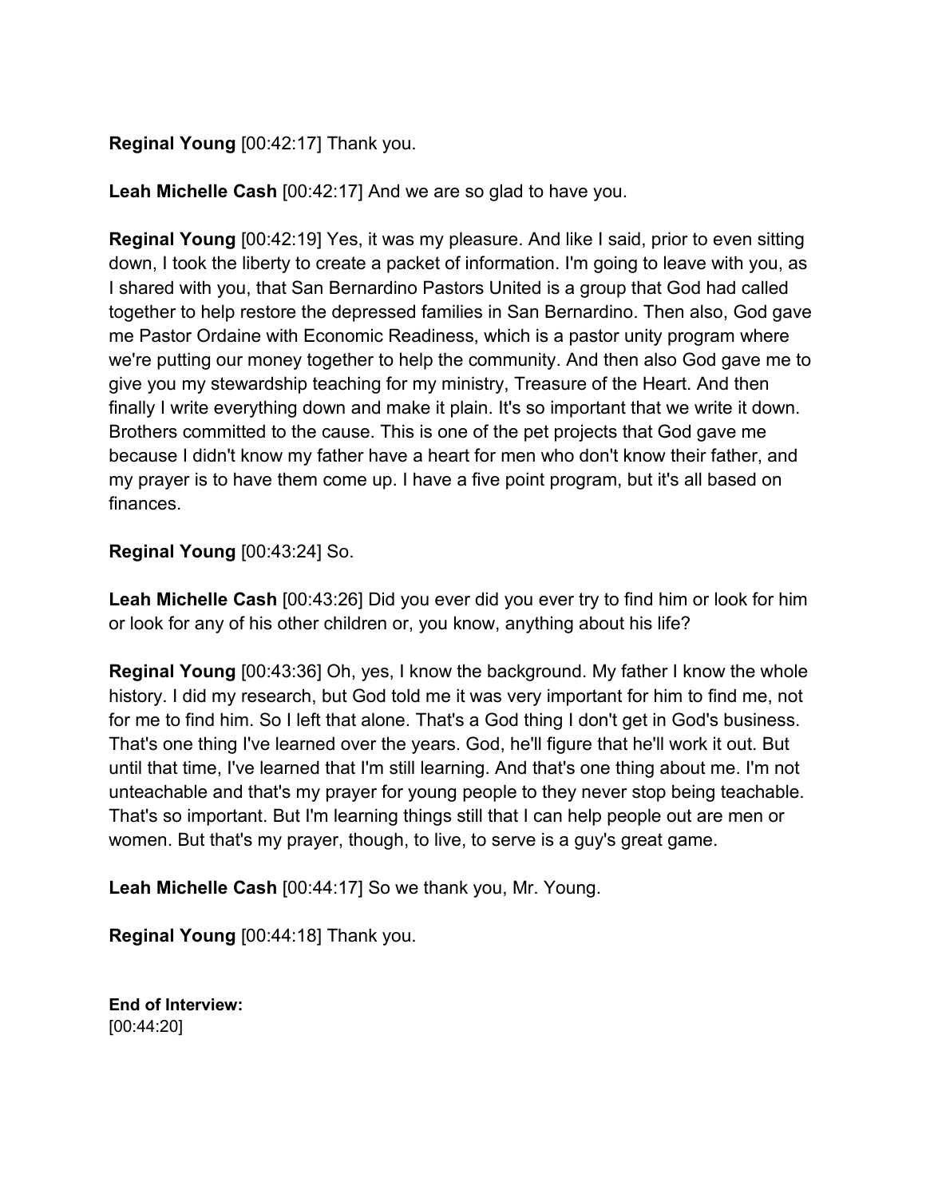**Reginal Young** [00:42:17] Thank you.

**Leah Michelle Cash** [00:42:17] And we are so glad to have you.

**Reginal Young** [00:42:19] Yes, it was my pleasure. And like I said, prior to even sitting down, I took the liberty to create a packet of information. I'm going to leave with you, as I shared with you, that San Bernardino Pastors United is a group that God had called together to help restore the depressed families in San Bernardino. Then also, God gave me Pastor Ordaine with Economic Readiness, which is a pastor unity program where we're putting our money together to help the community. And then also God gave me to give you my stewardship teaching for my ministry, Treasure of the Heart. And then finally I write everything down and make it plain. It's so important that we write it down. Brothers committed to the cause. This is one of the pet projects that God gave me because I didn't know my father have a heart for men who don't know their father, and my prayer is to have them come up. I have a five point program, but it's all based on finances.

**Reginal Young** [00:43:24] So.

**Leah Michelle Cash** [00:43:26] Did you ever did you ever try to find him or look for him or look for any of his other children or, you know, anything about his life?

**Reginal Young** [00:43:36] Oh, yes, I know the background. My father I know the whole history. I did my research, but God told me it was very important for him to find me, not for me to find him. So I left that alone. That's a God thing I don't get in God's business. That's one thing I've learned over the years. God, he'll figure that he'll work it out. But until that time, I've learned that I'm still learning. And that's one thing about me. I'm not unteachable and that's my prayer for young people to they never stop being teachable. That's so important. But I'm learning things still that I can help people out are men or women. But that's my prayer, though, to live, to serve is a guy's great game.

**Leah Michelle Cash** [00:44:17] So we thank you, Mr. Young.

**Reginal Young** [00:44:18] Thank you.

**End of Interview:**
[00:44:20]